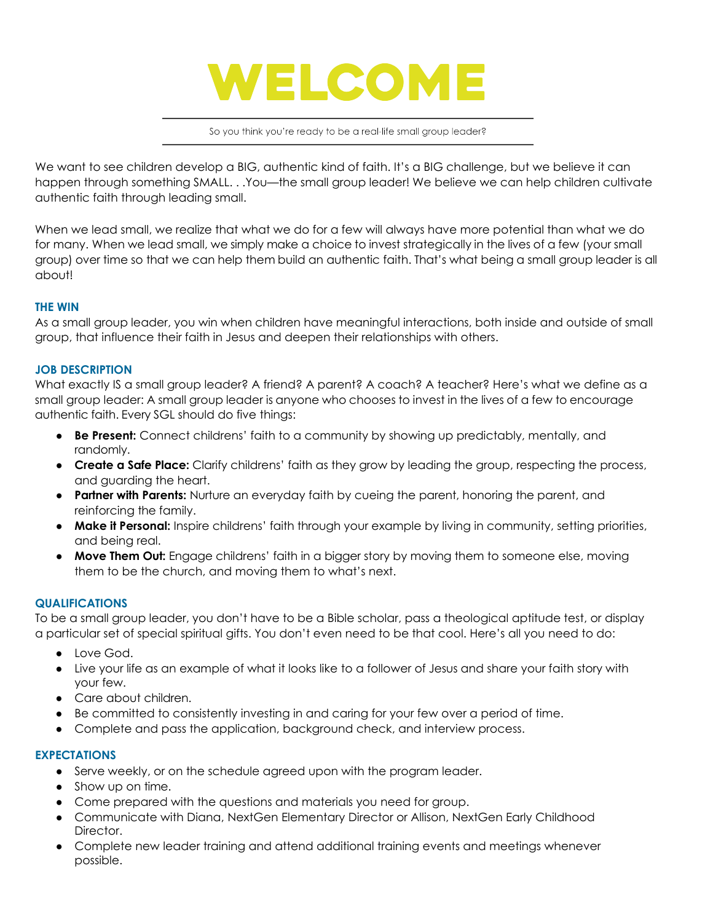# WELCOME

So you think you're ready to be a real-life small group leader?

We want to see children develop a BIG, authentic kind of faith. It's a BIG challenge, but we believe it can happen through something SMALL. . .You—the small group leader! We believe we can help children cultivate authentic faith through leading small.

When we lead small, we realize that what we do for a few will always have more potential than what we do for many. When we lead small, we simply make a choice to invest strategically in the lives of a few (your small group) over time so that we can help them build an authentic faith. That's what being a small group leader is all about!

### THE WIN

As a small group leader, you win when children have meaningful interactions, both inside and outside of small group, that influence their faith in Jesus and deepen their relationships with others.

### JOB DESCRIPTION

What exactly IS a small group leader? A friend? A parent? A coach? A teacher? Here's what we define as a small group leader: A small group leader is anyone who chooses to invest in the lives of a few to encourage authentic faith. Every SGL should do five things:

- **Be Present:** Connect childrens' faith to a community by showing up predictably, mentally, and randomly.
- **Create a Safe Place:** Clarify childrens' faith as they grow by leading the group, respecting the process, and guarding the heart.
- **Partner with Parents:** Nurture an everyday faith by cueing the parent, honoring the parent, and reinforcing the family.
- **Make it Personal:** Inspire childrens' faith through your example by living in community, setting priorities, and being real.
- **Move Them Out:** Engage childrens' faith in a bigger story by moving them to someone else, moving them to be the church, and moving them to what's next.

### QUALIFICATIONS

To be a small group leader, you don't have to be a Bible scholar, pass a theological aptitude test, or display a particular set of special spiritual gifts. You don't even need to be that cool. Here's all you need to do:

- Love God.
- Live your life as an example of what it looks like to a follower of Jesus and share your faith story with your few.
- Care about children.
- Be committed to consistently investing in and caring for your few over a period of time.
- Complete and pass the application, background check, and interview process.

### EXPECTATIONS

- Serve weekly, or on the schedule agreed upon with the program leader.
- Show up on time.
- Come prepared with the questions and materials you need for group.
- Communicate with Diana, NextGen Elementary Director or Allison, NextGen Early Childhood Director.
- Complete new leader training and attend additional training events and meetings whenever possible.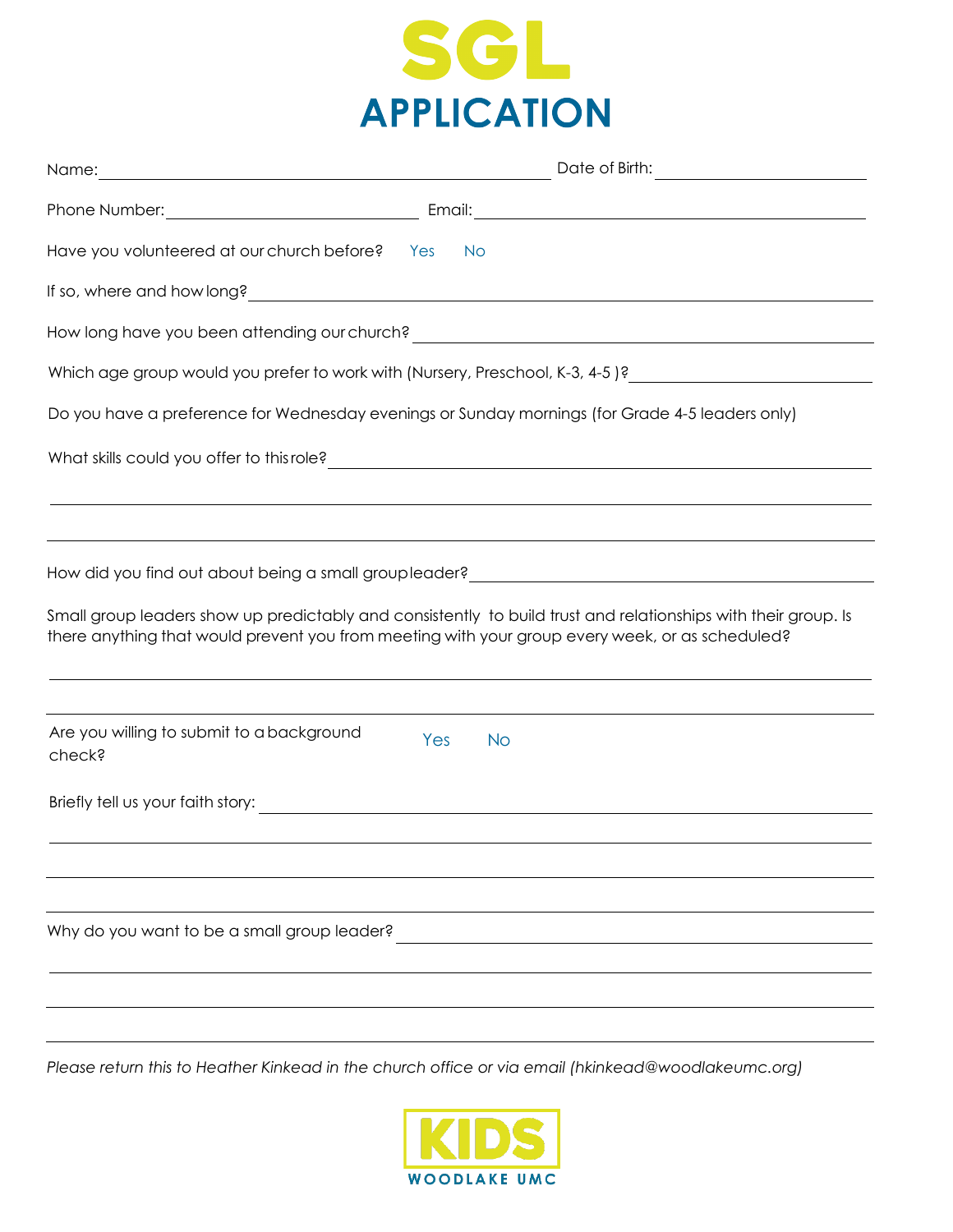# SGL

## APPLICATION

Name: ______________________________ Date of Birth: ______________

Phone Number: __________________ Email: ______________________________

Have you volunteered at our church before? Yes No

If so, where and how long? ______________________________________________

How long have you been attending our church? ____________________________

Which age group would you prefer to work with (Nursery, Preschool, K-3, 4-5 )? ______________

Do you have a preference for Wednesday evenings or Sunday mornings (for Grade 4-5 leaders only)

What skills could you offer to this role? ______________________________________

_______________________________________________________________

_______________________________________________________________

How did you find out about being a small group leader? ______________________

Small group leaders show up predictably and consistently to build trust and relationships with their group. Is there anything that would prevent you from meeting with your group every week, or as scheduled?

_______________________________________________________________

_______________________________________________________________

Are you willing to submit to a background check? Yes No

Briefly tell us your faith story: ________________________________________

_______________________________________________________________

_______________________________________________________________

_______________________________________________________________

Why do you want to be a small group leader? ______________________________

_______________________________________________________________

_______________________________________________________________

_______________________________________________________________

*Please return this to Heather Kinkead in the church office or via email (hkinkead@woodlakeumc.org)*

KIDS

WOODLAKE UMC